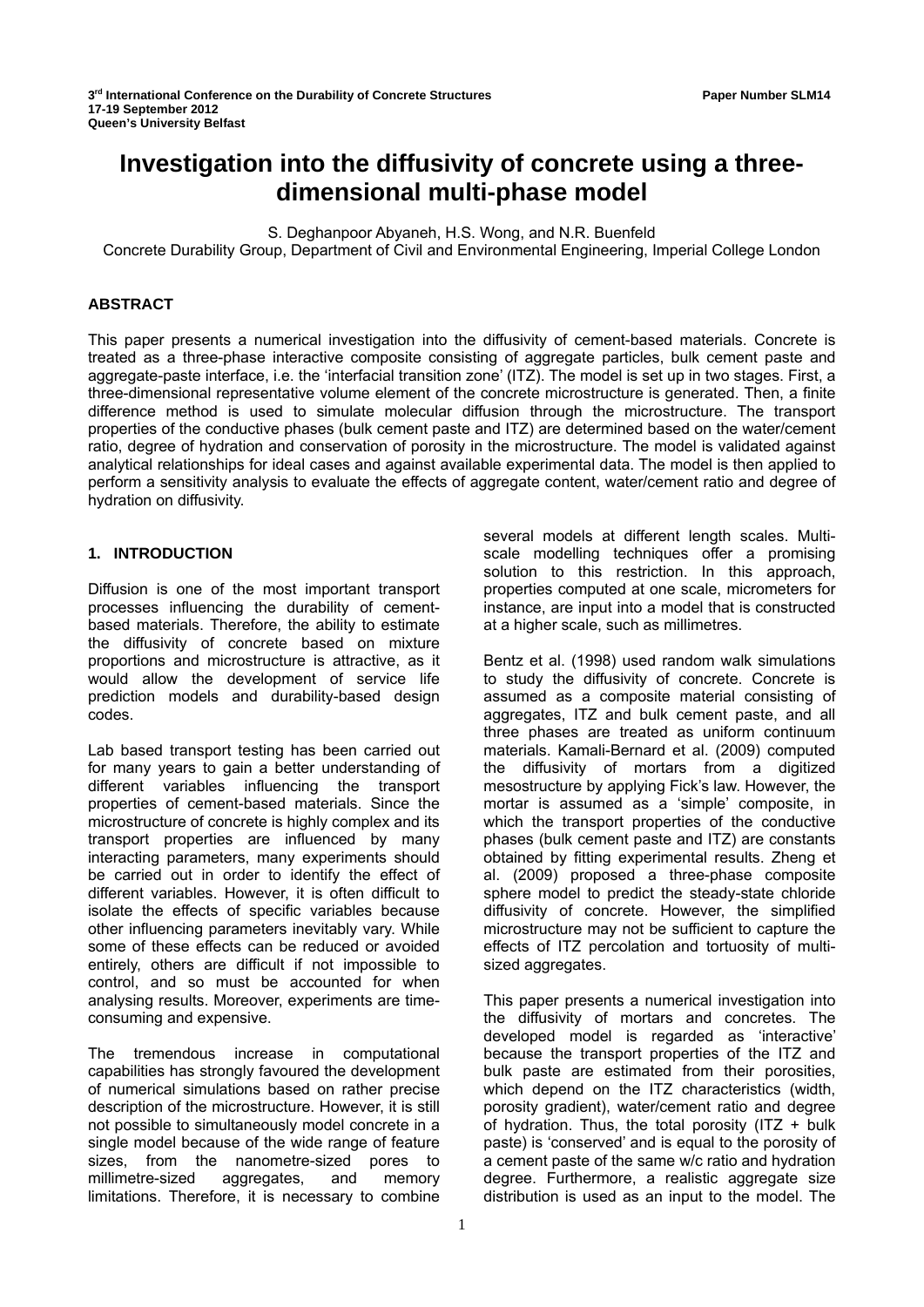# Investigation into the diffusivity of concrete using a three-dimensional multi-phase model

S. Deghanpoor Abyaneh, H.S. Wong, and N.R. Buenfeld

Concrete Durability Group, Department of Civil and Environmental Engineering, Imperial College London

## ABSTRACT

This paper presents a numerical investigation into the diffusivity of cement-based materials. Concrete is treated as a three-phase interactive composite consisting of aggregate particles, bulk cement paste and aggregate-paste interface, i.e. the 'interfacial transition zone' (ITZ). The model is set up in two stages. First, a three-dimensional representative volume element of the concrete microstructure is generated. Then, a finite difference method is used to simulate molecular diffusion through the microstructure. The transport properties of the conductive phases (bulk cement paste and ITZ) are determined based on the water/cement ratio, degree of hydration and conservation of porosity in the microstructure. The model is validated against analytical relationships for ideal cases and against available experimental data. The model is then applied to perform a sensitivity analysis to evaluate the effects of aggregate content, water/cement ratio and degree of hydration on diffusivity.

## 1. INTRODUCTION

Diffusion is one of the most important transport processes influencing the durability of cement-based materials. Therefore, the ability to estimate the diffusivity of concrete based on mixture proportions and microstructure is attractive, as it would allow the development of service life prediction models and durability-based design codes.

Lab based transport testing has been carried out for many years to gain a better understanding of different variables influencing the transport properties of cement-based materials. Since the microstructure of concrete is highly complex and its transport properties are influenced by many interacting parameters, many experiments should be carried out in order to identify the effect of different variables. However, it is often difficult to isolate the effects of specific variables because other influencing parameters inevitably vary. While some of these effects can be reduced or avoided entirely, others are difficult if not impossible to control, and so must be accounted for when analysing results. Moreover, experiments are time-consuming and expensive.

The tremendous increase in computational capabilities has strongly favoured the development of numerical simulations based on rather precise description of the microstructure. However, it is still not possible to simultaneously model concrete in a single model because of the wide range of feature sizes, from the nanometre-sized pores to millimetre-sized aggregates, and memory limitations. Therefore, it is necessary to combine several models at different length scales. Multi-scale modelling techniques offer a promising solution to this restriction. In this approach, properties computed at one scale, micrometers for instance, are input into a model that is constructed at a higher scale, such as millimetres.

Bentz et al. (1998) used random walk simulations to study the diffusivity of concrete. Concrete is assumed as a composite material consisting of aggregates, ITZ and bulk cement paste, and all three phases are treated as uniform continuum materials. Kamali-Bernard et al. (2009) computed the diffusivity of mortars from a digitized mesostructure by applying Fick's law. However, the mortar is assumed as a 'simple' composite, in which the transport properties of the conductive phases (bulk cement paste and ITZ) are constants obtained by fitting experimental results. Zheng et al. (2009) proposed a three-phase composite sphere model to predict the steady-state chloride diffusivity of concrete. However, the simplified microstructure may not be sufficient to capture the effects of ITZ percolation and tortuosity of multi-sized aggregates.

This paper presents a numerical investigation into the diffusivity of mortars and concretes. The developed model is regarded as 'interactive' because the transport properties of the ITZ and bulk paste are estimated from their porosities, which depend on the ITZ characteristics (width, porosity gradient), water/cement ratio and degree of hydration. Thus, the total porosity (ITZ + bulk paste) is 'conserved' and is equal to the porosity of a cement paste of the same w/c ratio and hydration degree. Furthermore, a realistic aggregate size distribution is used as an input to the model. The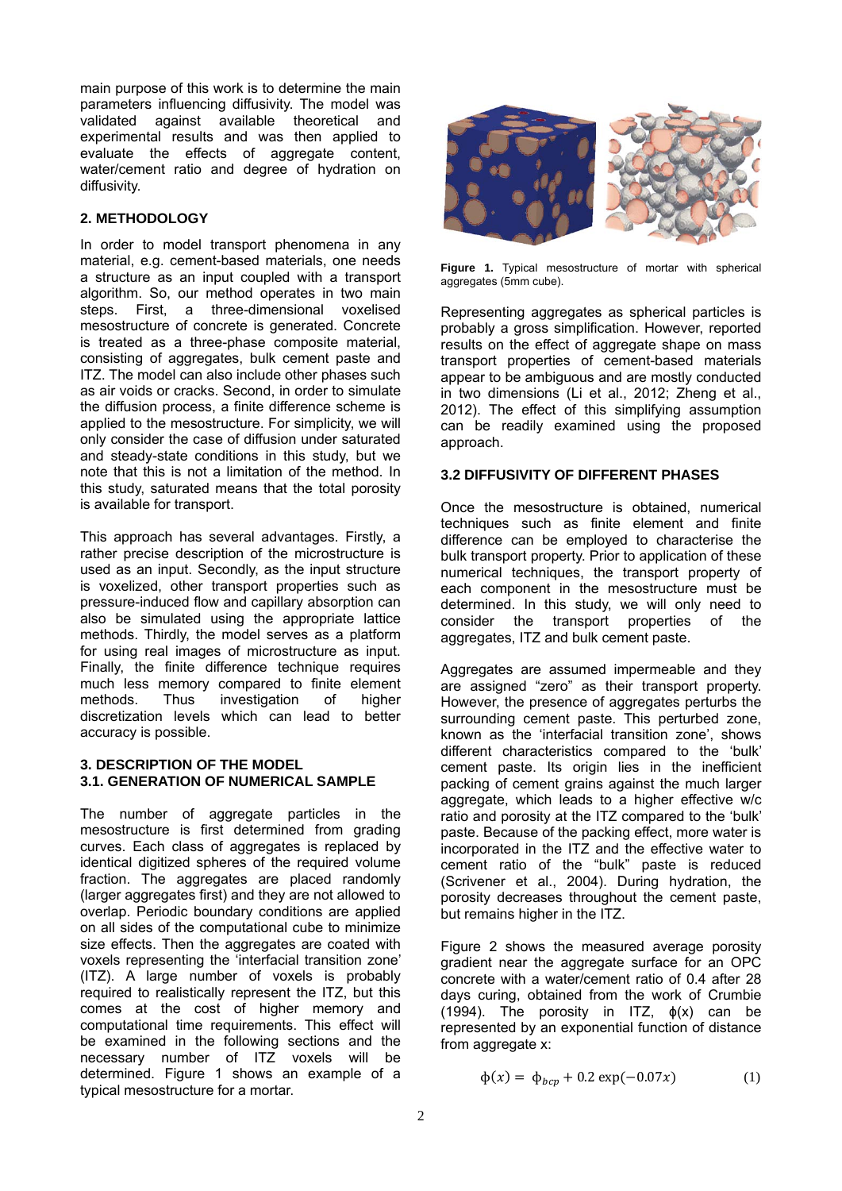main purpose of this work is to determine the main parameters influencing diffusivity. The model was validated against available theoretical and experimental results and was then applied to evaluate the effects of aggregate content, water/cement ratio and degree of hydration on diffusivity.

## 2. METHODOLOGY

In order to model transport phenomena in any material, e.g. cement-based materials, one needs a structure as an input coupled with a transport algorithm. So, our method operates in two main steps. First, a three-dimensional voxelised mesostructure of concrete is generated. Concrete is treated as a three-phase composite material, consisting of aggregates, bulk cement paste and ITZ. The model can also include other phases such as air voids or cracks. Second, in order to simulate the diffusion process, a finite difference scheme is applied to the mesostructure. For simplicity, we will only consider the case of diffusion under saturated and steady-state conditions in this study, but we note that this is not a limitation of the method. In this study, saturated means that the total porosity is available for transport.

This approach has several advantages. Firstly, a rather precise description of the microstructure is used as an input. Secondly, as the input structure is voxelized, other transport properties such as pressure-induced flow and capillary absorption can also be simulated using the appropriate lattice methods. Thirdly, the model serves as a platform for using real images of microstructure as input. Finally, the finite difference technique requires much less memory compared to finite element methods. Thus investigation of higher discretization levels which can lead to better accuracy is possible.

## 3. DESCRIPTION OF THE MODEL

### 3.1. GENERATION OF NUMERICAL SAMPLE

The number of aggregate particles in the mesostructure is first determined from grading curves. Each class of aggregates is replaced by identical digitized spheres of the required volume fraction. The aggregates are placed randomly (larger aggregates first) and they are not allowed to overlap. Periodic boundary conditions are applied on all sides of the computational cube to minimize size effects. Then the aggregates are coated with voxels representing the 'interfacial transition zone' (ITZ). A large number of voxels is probably required to realistically represent the ITZ, but this comes at the cost of higher memory and computational time requirements. This effect will be examined in the following sections and the necessary number of ITZ voxels will be determined. Figure 1 shows an example of a typical mesostructure for a mortar.

**Figure 1.** Typical mesostructure of mortar with spherical aggregates (5mm cube).

Representing aggregates as spherical particles is probably a gross simplification. However, reported results on the effect of aggregate shape on mass transport properties of cement-based materials appear to be ambiguous and are mostly conducted in two dimensions (Li et al., 2012; Zheng et al., 2012). The effect of this simplifying assumption can be readily examined using the proposed approach.

### 3.2 DIFFUSIVITY OF DIFFERENT PHASES

Once the mesostructure is obtained, numerical techniques such as finite element and finite difference can be employed to characterise the bulk transport property. Prior to application of these numerical techniques, the transport property of each component in the mesostructure must be determined. In this study, we will only need to consider the transport properties of the aggregates, ITZ and bulk cement paste.

Aggregates are assumed impermeable and they are assigned "zero" as their transport property. However, the presence of aggregates perturbs the surrounding cement paste. This perturbed zone, known as the 'interfacial transition zone', shows different characteristics compared to the 'bulk' cement paste. Its origin lies in the inefficient packing of cement grains against the much larger aggregate, which leads to a higher effective w/c ratio and porosity at the ITZ compared to the 'bulk' paste. Because of the packing effect, more water is incorporated in the ITZ and the effective water to cement ratio of the "bulk" paste is reduced (Scrivener et al., 2004). During hydration, the porosity decreases throughout the cement paste, but remains higher in the ITZ.

Figure 2 shows the measured average porosity gradient near the aggregate surface for an OPC concrete with a water/cement ratio of 0.4 after 28 days curing, obtained from the work of Crumbie (1994). The porosity in ITZ, $\phi(x)$ can be represented by an exponential function of distance from aggregate x:

$$\phi(x) = \phi_{bcp} + 0.2 \exp(-0.07x) \tag{1}$$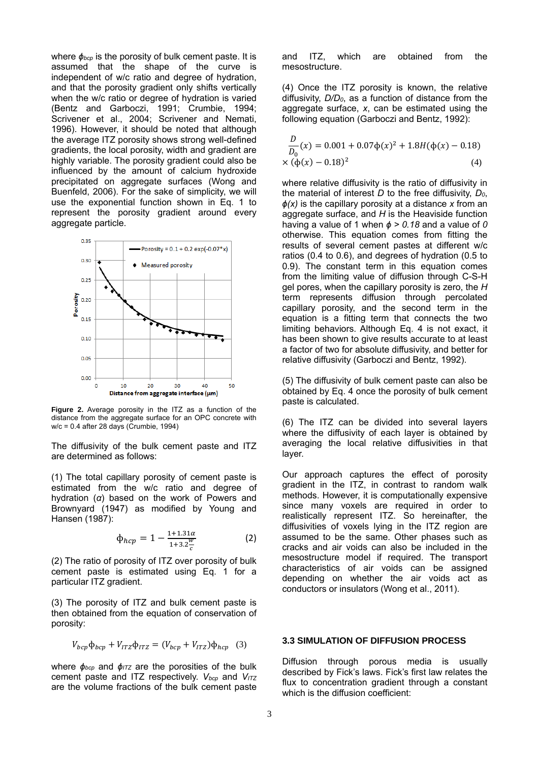where $\phi_{bcp}$ is the porosity of bulk cement paste. It is assumed that the shape of the curve is independent of w/c ratio and degree of hydration, and that the porosity gradient only shifts vertically when the w/c ratio or degree of hydration is varied (Bentz and Garboczi, 1991; Crumbie, 1994; Scrivener et al., 2004; Scrivener and Nemati, 1996). However, it should be noted that although the average ITZ porosity shows strong well-defined gradients, the local porosity, width and gradient are highly variable. The porosity gradient could also be influenced by the amount of calcium hydroxide precipitated on aggregate surfaces (Wong and Buenfeld, 2006). For the sake of simplicity, we will use the exponential function shown in Eq. 1 to represent the porosity gradient around every aggregate particle.

**Figure 2.** Average porosity in the ITZ as a function of the distance from the aggregate surface for an OPC concrete with w/c = 0.4 after 28 days (Crumbie, 1994)

The diffusivity of the bulk cement paste and ITZ are determined as follows:

(1) The total capillary porosity of cement paste is estimated from the w/c ratio and degree of hydration ($\alpha$) based on the work of Powers and Brownyard (1947) as modified by Young and Hansen (1987):

$$\phi_{hcp} = 1 - \frac{1+1.31\alpha}{1+3.2\frac{w}{c}} \tag{2}$$

(2) The ratio of porosity of ITZ over porosity of bulk cement paste is estimated using Eq. 1 for a particular ITZ gradient.

(3) The porosity of ITZ and bulk cement paste is then obtained from the equation of conservation of porosity:

$$V_{bcp}\phi_{bcp} + V_{ITZ}\phi_{ITZ} = (V_{bcp} + V_{ITZ})\phi_{hcp} \tag{3}$$

where $\phi_{bcp}$ and $\phi_{ITZ}$ are the porosities of the bulk cement paste and ITZ respectively. $V_{bcp}$ and $V_{ITZ}$ are the volume fractions of the bulk cement paste and ITZ, which are obtained from the mesostructure.

(4) Once the ITZ porosity is known, the relative diffusivity, $D/D_0$, as a function of distance from the aggregate surface, $x$, can be estimated using the following equation (Garboczi and Bentz, 1992):

$$\frac{D}{D_0}(x) = 0.001 + 0.07\phi(x)^2 + 1.8H(\phi(x) - 0.18) \times (\phi(x) - 0.18)^2 \tag{4}$$

where relative diffusivity is the ratio of diffusivity in the material of interest $D$ to the free diffusivity, $D_0$, $\phi(x)$ is the capillary porosity at a distance $x$ from an aggregate surface, and $H$ is the Heaviside function having a value of 1 when $\phi > 0.18$ and a value of $0$ otherwise. This equation comes from fitting the results of several cement pastes at different w/c ratios (0.4 to 0.6), and degrees of hydration (0.5 to 0.9). The constant term in this equation comes from the limiting value of diffusion through C-S-H gel pores, when the capillary porosity is zero, the $H$ term represents diffusion through percolated capillary porosity, and the second term in the equation is a fitting term that connects the two limiting behaviors. Although Eq. 4 is not exact, it has been shown to give results accurate to at least a factor of two for absolute diffusivity, and better for relative diffusivity (Garboczi and Bentz, 1992).

(5) The diffusivity of bulk cement paste can also be obtained by Eq. 4 once the porosity of bulk cement paste is calculated.

(6) The ITZ can be divided into several layers where the diffusivity of each layer is obtained by averaging the local relative diffusivities in that layer.

Our approach captures the effect of porosity gradient in the ITZ, in contrast to random walk methods. However, it is computationally expensive since many voxels are required in order to realistically represent ITZ. So hereinafter, the diffusivities of voxels lying in the ITZ region are assumed to be the same. Other phases such as cracks and air voids can also be included in the mesostructure model if required. The transport characteristics of air voids can be assigned depending on whether the air voids act as conductors or insulators (Wong et al., 2011).

### 3.3 SIMULATION OF DIFFUSION PROCESS

Diffusion through porous media is usually described by Fick's laws. Fick's first law relates the flux to concentration gradient through a constant which is the diffusion coefficient: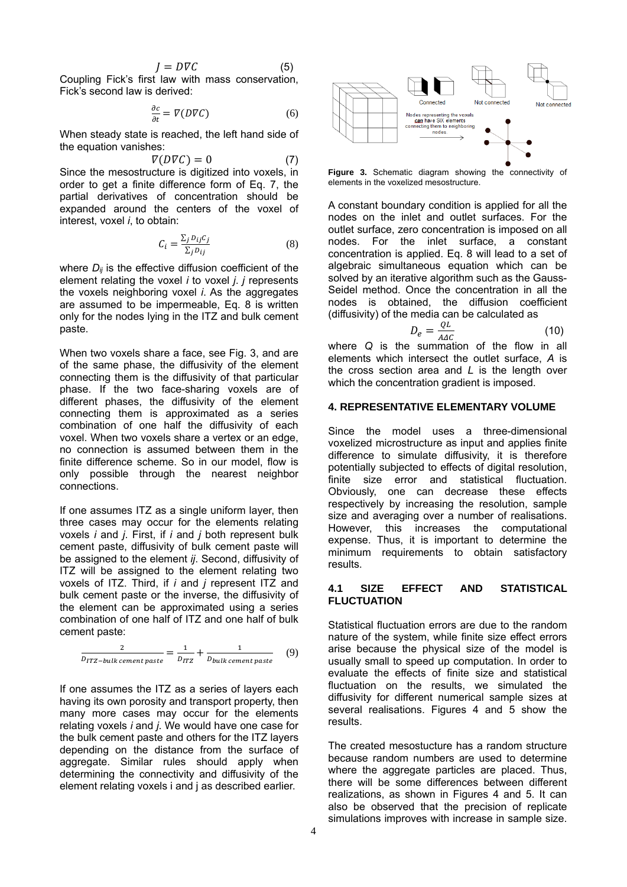$$J = D\nabla C \qquad (5)$$

Coupling Fick's first law with mass conservation, Fick's second law is derived:

$$\frac{\partial c}{\partial t} = \nabla(D\nabla C) \qquad (6)$$

When steady state is reached, the left hand side of the equation vanishes:

$$\nabla(D\nabla C) = 0 \qquad (7)$$

Since the mesostructure is digitized into voxels, in order to get a finite difference form of Eq. 7, the partial derivatives of concentration should be expanded around the centers of the voxel of interest, voxel *i*, to obtain:

$$C_i = \frac{\sum_j D_{ij} C_j}{\sum_j D_{ij}} \qquad (8)$$

where $D_{ij}$ is the effective diffusion coefficient of the element relating the voxel *i* to voxel *j*. *j* represents the voxels neighboring voxel *i*. As the aggregates are assumed to be impermeable, Eq. 8 is written only for the nodes lying in the ITZ and bulk cement paste.

When two voxels share a face, see Fig. 3, and are of the same phase, the diffusivity of the element connecting them is the diffusivity of that particular phase. If the two face-sharing voxels are of different phases, the diffusivity of the element connecting them is approximated as a series combination of one half the diffusivity of each voxel. When two voxels share a vertex or an edge, no connection is assumed between them in the finite difference scheme. So in our model, flow is only possible through the nearest neighbor connections.

If one assumes ITZ as a single uniform layer, then three cases may occur for the elements relating voxels *i* and *j*. First, if *i* and *j* both represent bulk cement paste, diffusivity of bulk cement paste will be assigned to the element *ij*. Second, diffusivity of ITZ will be assigned to the element relating two voxels of ITZ. Third, if *i* and *j* represent ITZ and bulk cement paste or the inverse, the diffusivity of the element can be approximated using a series combination of one half of ITZ and one half of bulk cement paste:

$$\frac{2}{D_{ITZ-bulk\ cement\ paste}} = \frac{1}{D_{ITZ}} + \frac{1}{D_{bulk\ cement\ paste}} \qquad (9)$$

If one assumes the ITZ as a series of layers each having its own porosity and transport property, then many more cases may occur for the elements relating voxels *i* and *j*. We would have one case for the bulk cement paste and others for the ITZ layers depending on the distance from the surface of aggregate. Similar rules should apply when determining the connectivity and diffusivity of the element relating voxels i and j as described earlier.

Connected — Not connected — Not connected

Nodes representing the voxels can have SIX elements connecting them to neighboring nodes.

**Figure 3.** Schematic diagram showing the connectivity of elements in the voxelized mesostructure.

A constant boundary condition is applied for all the nodes on the inlet and outlet surfaces. For the outlet surface, zero concentration is imposed on all nodes. For the inlet surface, a constant concentration is applied. Eq. 8 will lead to a set of algebraic simultaneous equation which can be solved by an iterative algorithm such as the Gauss-Seidel method. Once the concentration in all the nodes is obtained, the diffusion coefficient (diffusivity) of the media can be calculated as

$$D_e = \frac{QL}{A\Delta C} \qquad (10)$$

where *Q* is the summation of the flow in all elements which intersect the outlet surface, *A* is the cross section area and *L* is the length over which the concentration gradient is imposed.

## 4. REPRESENTATIVE ELEMENTARY VOLUME

Since the model uses a three-dimensional voxelized microstructure as input and applies finite difference to simulate diffusivity, it is therefore potentially subjected to effects of digital resolution, finite size error and statistical fluctuation. Obviously, one can decrease these effects respectively by increasing the resolution, sample size and averaging over a number of realisations. However, this increases the computational expense. Thus, it is important to determine the minimum requirements to obtain satisfactory results.

### 4.1 SIZE EFFECT AND STATISTICAL FLUCTUATION

Statistical fluctuation errors are due to the random nature of the system, while finite size effect errors arise because the physical size of the model is usually small to speed up computation. In order to evaluate the effects of finite size and statistical fluctuation on the results, we simulated the diffusivity for different numerical sample sizes at several realisations. Figures 4 and 5 show the results.

The created mesostucture has a random structure because random numbers are used to determine where the aggregate particles are placed. Thus, there will be some differences between different realizations, as shown in Figures 4 and 5. It can also be observed that the precision of replicate simulations improves with increase in sample size.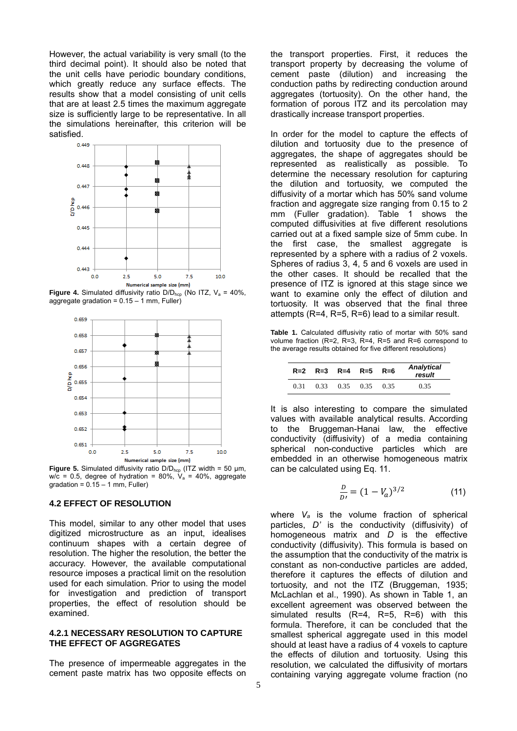However, the actual variability is very small (to the third decimal point). It should also be noted that the unit cells have periodic boundary conditions, which greatly reduce any surface effects. The results show that a model consisting of unit cells that are at least 2.5 times the maximum aggregate size is sufficiently large to be representative. In all the simulations hereinafter, this criterion will be satisfied.

**Figure 4.** Simulated diffusivity ratio $D/D_{hcp}$ (No ITZ, $V_a$ = 40%, aggregate gradation = 0.15 – 1 mm, Fuller)

**Figure 5.** Simulated diffusivity ratio $D/D_{hcp}$ (ITZ width = 50 μm, w/c = 0.5, degree of hydration = 80%, $V_a$ = 40%, aggregate gradation = 0.15 – 1 mm, Fuller)

### 4.2 EFFECT OF RESOLUTION

This model, similar to any other model that uses digitized microstructure as an input, idealises continuum shapes with a certain degree of resolution. The higher the resolution, the better the accuracy. However, the available computational resource imposes a practical limit on the resolution used for each simulation. Prior to using the model for investigation and prediction of transport properties, the effect of resolution should be examined.

#### 4.2.1 NECESSARY RESOLUTION TO CAPTURE THE EFFECT OF AGGREGATES

The presence of impermeable aggregates in the cement paste matrix has two opposite effects on the transport properties. First, it reduces the transport property by decreasing the volume of cement paste (dilution) and increasing the conduction paths by redirecting conduction around aggregates (tortuosity). On the other hand, the formation of porous ITZ and its percolation may drastically increase transport properties.

In order for the model to capture the effects of dilution and tortuosity due to the presence of aggregates, the shape of aggregates should be represented as realistically as possible. To determine the necessary resolution for capturing the dilution and tortuosity, we computed the diffusivity of a mortar which has 50% sand volume fraction and aggregate size ranging from 0.15 to 2 mm (Fuller gradation). Table 1 shows the computed diffusivities at five different resolutions carried out at a fixed sample size of 5mm cube. In the first case, the smallest aggregate is represented by a sphere with a radius of 2 voxels. Spheres of radius 3, 4, 5 and 6 voxels are used in the other cases. It should be recalled that the presence of ITZ is ignored at this stage since we want to examine only the effect of dilution and tortuosity. It was observed that the final three attempts (R=4, R=5, R=6) lead to a similar result.

**Table 1.** Calculated diffusivity ratio of mortar with 50% sand volume fraction (R=2, R=3, R=4, R=5 and R=6 correspond to the average results obtained for five different resolutions)

| R=2 | R=3 | R=4 | R=5 | R=6 | *Analytical result* |
|---|---|---|---|---|---|
| 0.31 | 0.33 | 0.35 | 0.35 | 0.35 | 0.35 |

It is also interesting to compare the simulated values with available analytical results. According to the Bruggeman-Hanai law, the effective conductivity (diffusivity) of a media containing spherical non-conductive particles which are embedded in an otherwise homogeneous matrix can be calculated using Eq. 11.

$$\frac{D}{D'} = (1 - V_a)^{3/2} \qquad (11)$$

where $V_a$ is the volume fraction of spherical particles, $D'$ is the conductivity (diffusivity) of homogeneous matrix and $D$ is the effective conductivity (diffusivity). This formula is based on the assumption that the conductivity of the matrix is constant as non-conductive particles are added, therefore it captures the effects of dilution and tortuosity, and not the ITZ (Bruggeman, 1935; McLachlan et al., 1990). As shown in Table 1, an excellent agreement was observed between the simulated results (R=4, R=5, R=6) with this formula. Therefore, it can be concluded that the smallest spherical aggregate used in this model should at least have a radius of 4 voxels to capture the effects of dilution and tortuosity. Using this resolution, we calculated the diffusivity of mortars containing varying aggregate volume fraction (no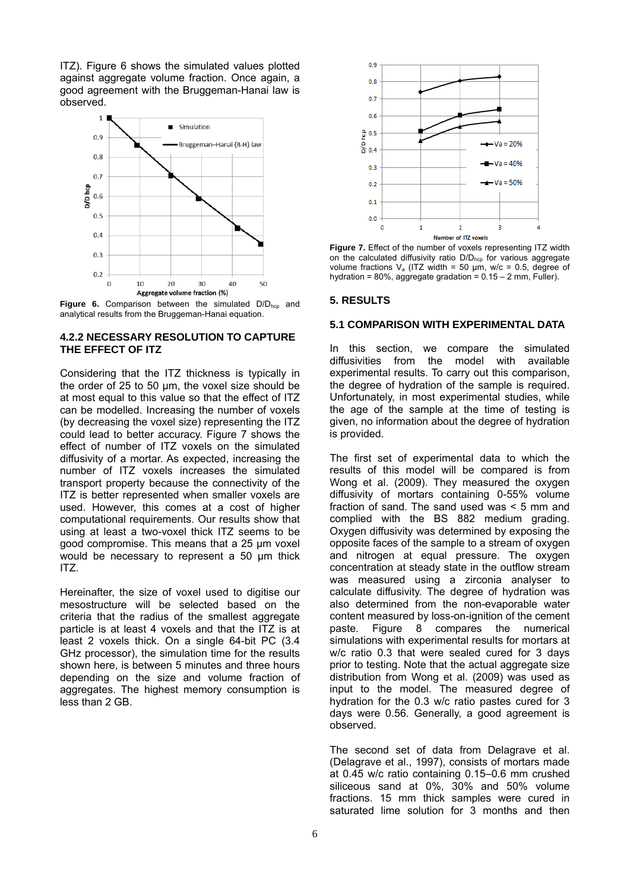ITZ). Figure 6 shows the simulated values plotted against aggregate volume fraction. Once again, a good agreement with the Bruggeman-Hanai law is observed.

**Figure 6.** Comparison between the simulated $D/D_{hcp}$ and analytical results from the Bruggeman-Hanai equation.

### 4.2.2 NECESSARY RESOLUTION TO CAPTURE THE EFFECT OF ITZ

Considering that the ITZ thickness is typically in the order of 25 to 50 μm, the voxel size should be at most equal to this value so that the effect of ITZ can be modelled. Increasing the number of voxels (by decreasing the voxel size) representing the ITZ could lead to better accuracy. Figure 7 shows the effect of number of ITZ voxels on the simulated diffusivity of a mortar. As expected, increasing the number of ITZ voxels increases the simulated transport property because the connectivity of the ITZ is better represented when smaller voxels are used. However, this comes at a cost of higher computational requirements. Our results show that using at least a two-voxel thick ITZ seems to be good compromise. This means that a 25 μm voxel would be necessary to represent a 50 μm thick ITZ.

Hereinafter, the size of voxel used to digitise our mesostructure will be selected based on the criteria that the radius of the smallest aggregate particle is at least 4 voxels and that the ITZ is at least 2 voxels thick. On a single 64-bit PC (3.4 GHz processor), the simulation time for the results shown here, is between 5 minutes and three hours depending on the size and volume fraction of aggregates. The highest memory consumption is less than 2 GB.

**Figure 7.** Effect of the number of voxels representing ITZ width on the calculated diffusivity ratio $D/D_{hcp}$ for various aggregate volume fractions $V_a$ (ITZ width = 50 μm, w/c = 0.5, degree of hydration = 80%, aggregate gradation = 0.15 – 2 mm, Fuller).

## 5. RESULTS

### 5.1 COMPARISON WITH EXPERIMENTAL DATA

In this section, we compare the simulated diffusivities from the model with available experimental results. To carry out this comparison, the degree of hydration of the sample is required. Unfortunately, in most experimental studies, while the age of the sample at the time of testing is given, no information about the degree of hydration is provided.

The first set of experimental data to which the results of this model will be compared is from Wong et al. (2009). They measured the oxygen diffusivity of mortars containing 0-55% volume fraction of sand. The sand used was < 5 mm and complied with the BS 882 medium grading. Oxygen diffusivity was determined by exposing the opposite faces of the sample to a stream of oxygen and nitrogen at equal pressure. The oxygen concentration at steady state in the outflow stream was measured using a zirconia analyser to calculate diffusivity. The degree of hydration was also determined from the non-evaporable water content measured by loss-on-ignition of the cement paste. Figure 8 compares the numerical simulations with experimental results for mortars at w/c ratio 0.3 that were sealed cured for 3 days prior to testing. Note that the actual aggregate size distribution from Wong et al. (2009) was used as input to the model. The measured degree of hydration for the 0.3 w/c ratio pastes cured for 3 days were 0.56. Generally, a good agreement is observed.

The second set of data from Delagrave et al. (Delagrave et al., 1997), consists of mortars made at 0.45 w/c ratio containing 0.15–0.6 mm crushed siliceous sand at 0%, 30% and 50% volume fractions. 15 mm thick samples were cured in saturated lime solution for 3 months and then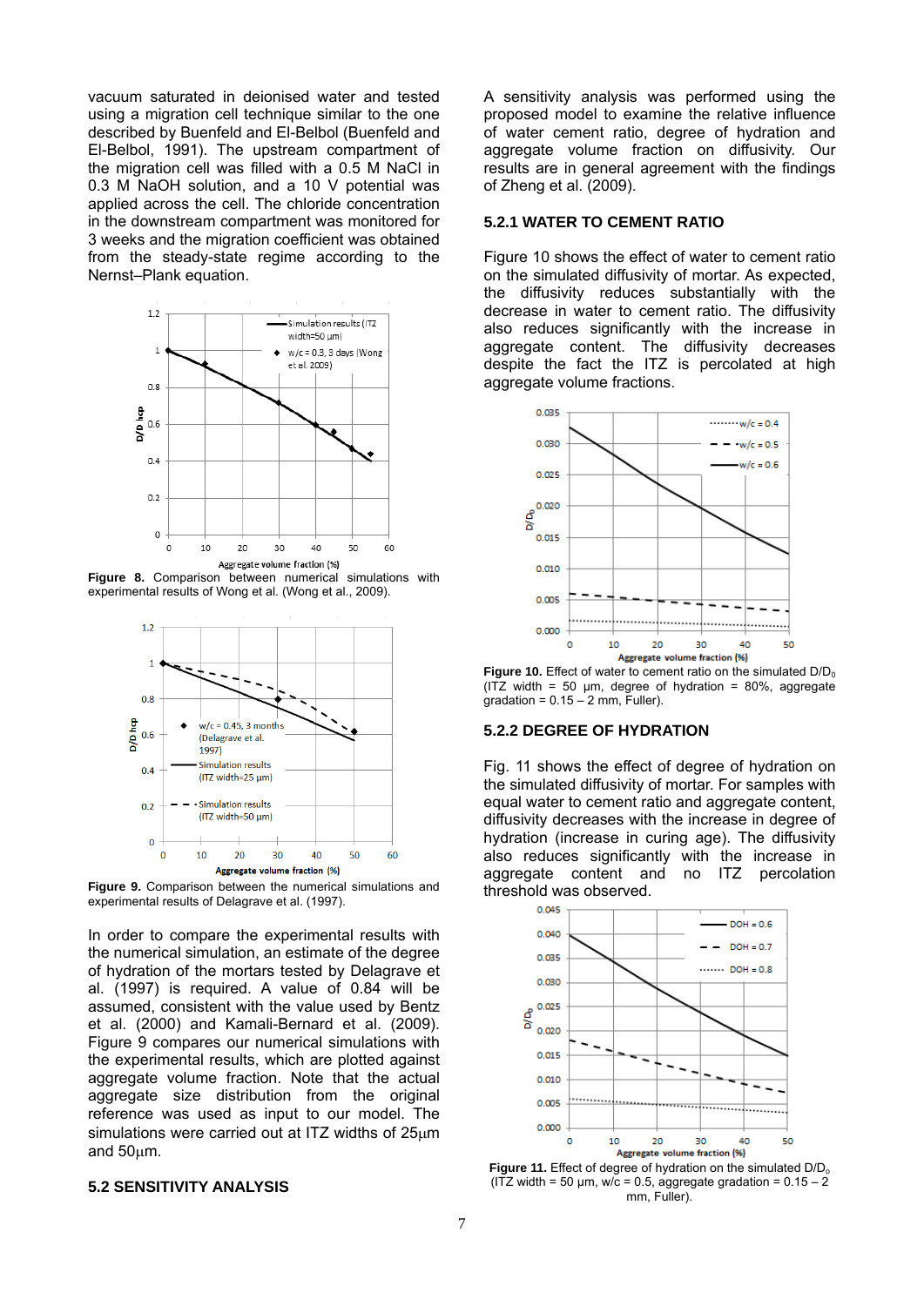vacuum saturated in deionised water and tested using a migration cell technique similar to the one described by Buenfeld and El-Belbol (Buenfeld and El-Belbol, 1991). The upstream compartment of the migration cell was filled with a 0.5 M NaCl in 0.3 M NaOH solution, and a 10 V potential was applied across the cell. The chloride concentration in the downstream compartment was monitored for 3 weeks and the migration coefficient was obtained from the steady-state regime according to the Nernst–Plank equation.

**Figure 8.** Comparison between numerical simulations with experimental results of Wong et al. (Wong et al., 2009).

**Figure 9.** Comparison between the numerical simulations and experimental results of Delagrave et al. (1997).

In order to compare the experimental results with the numerical simulation, an estimate of the degree of hydration of the mortars tested by Delagrave et al. (1997) is required. A value of 0.84 will be assumed, consistent with the value used by Bentz et al. (2000) and Kamali-Bernard et al. (2009). Figure 9 compares our numerical simulations with the experimental results, which are plotted against aggregate volume fraction. Note that the actual aggregate size distribution from the original reference was used as input to our model. The simulations were carried out at ITZ widths of 25μm and 50μm.

## 5.2 SENSITIVITY ANALYSIS

A sensitivity analysis was performed using the proposed model to examine the relative influence of water cement ratio, degree of hydration and aggregate volume fraction on diffusivity. Our results are in general agreement with the findings of Zheng et al. (2009).

### 5.2.1 WATER TO CEMENT RATIO

Figure 10 shows the effect of water to cement ratio on the simulated diffusivity of mortar. As expected, the diffusivity reduces substantially with the decrease in water to cement ratio. The diffusivity also reduces significantly with the increase in aggregate content. The diffusivity decreases despite the fact the ITZ is percolated at high aggregate volume fractions.

**Figure 10.** Effect of water to cement ratio on the simulated $D/D_0$ (ITZ width = 50 μm, degree of hydration = 80%, aggregate gradation = 0.15 – 2 mm, Fuller).

### 5.2.2 DEGREE OF HYDRATION

Fig. 11 shows the effect of degree of hydration on the simulated diffusivity of mortar. For samples with equal water to cement ratio and aggregate content, diffusivity decreases with the increase in degree of hydration (increase in curing age). The diffusivity also reduces significantly with the increase in aggregate content and no ITZ percolation threshold was observed.

**Figure 11.** Effect of degree of hydration on the simulated $D/D_0$ (ITZ width = 50 μm, w/c = 0.5, aggregate gradation = 0.15 – 2 mm, Fuller).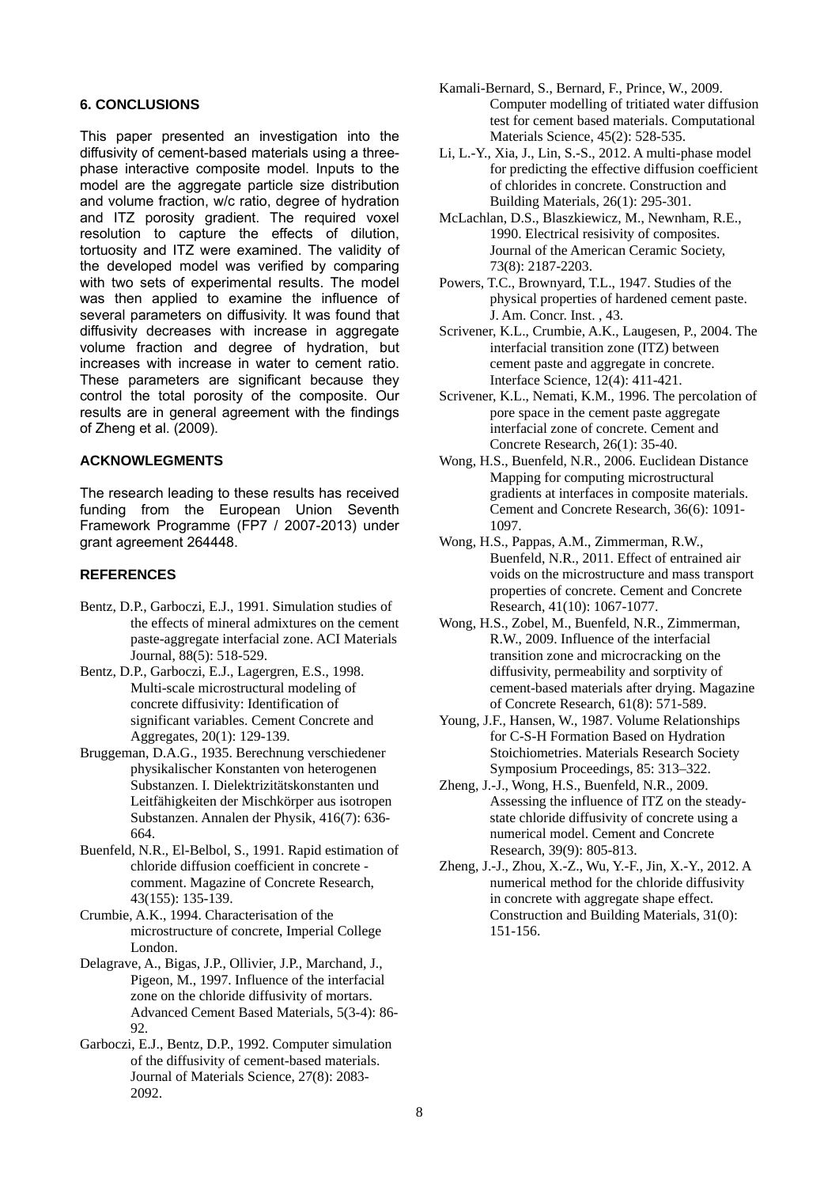## 6. CONCLUSIONS

This paper presented an investigation into the diffusivity of cement-based materials using a three-phase interactive composite model. Inputs to the model are the aggregate particle size distribution and volume fraction, w/c ratio, degree of hydration and ITZ porosity gradient. The required voxel resolution to capture the effects of dilution, tortuosity and ITZ were examined. The validity of the developed model was verified by comparing with two sets of experimental results. The model was then applied to examine the influence of several parameters on diffusivity. It was found that diffusivity decreases with increase in aggregate volume fraction and degree of hydration, but increases with increase in water to cement ratio. These parameters are significant because they control the total porosity of the composite. Our results are in general agreement with the findings of Zheng et al. (2009).

## ACKNOWLEGMENTS

The research leading to these results has received funding from the European Union Seventh Framework Programme (FP7 / 2007-2013) under grant agreement 264448.

## REFERENCES

Bentz, D.P., Garboczi, E.J., 1991. Simulation studies of the effects of mineral admixtures on the cement paste-aggregate interfacial zone. ACI Materials Journal, 88(5): 518-529.

Bentz, D.P., Garboczi, E.J., Lagergren, E.S., 1998. Multi-scale microstructural modeling of concrete diffusivity: Identification of significant variables. Cement Concrete and Aggregates, 20(1): 129-139.

Bruggeman, D.A.G., 1935. Berechnung verschiedener physikalischer Konstanten von heterogenen Substanzen. I. Dielektrizitätskonstanten und Leitfähigkeiten der Mischkörper aus isotropen Substanzen. Annalen der Physik, 416(7): 636-664.

Buenfeld, N.R., El-Belbol, S., 1991. Rapid estimation of chloride diffusion coefficient in concrete - comment. Magazine of Concrete Research, 43(155): 135-139.

Crumbie, A.K., 1994. Characterisation of the microstructure of concrete, Imperial College London.

Delagrave, A., Bigas, J.P., Ollivier, J.P., Marchand, J., Pigeon, M., 1997. Influence of the interfacial zone on the chloride diffusivity of mortars. Advanced Cement Based Materials, 5(3-4): 86-92.

Garboczi, E.J., Bentz, D.P., 1992. Computer simulation of the diffusivity of cement-based materials. Journal of Materials Science, 27(8): 2083-2092.

Kamali-Bernard, S., Bernard, F., Prince, W., 2009. Computer modelling of tritiated water diffusion test for cement based materials. Computational Materials Science, 45(2): 528-535.

Li, L.-Y., Xia, J., Lin, S.-S., 2012. A multi-phase model for predicting the effective diffusion coefficient of chlorides in concrete. Construction and Building Materials, 26(1): 295-301.

McLachlan, D.S., Blaszkiewicz, M., Newnham, R.E., 1990. Electrical resisivity of composites. Journal of the American Ceramic Society, 73(8): 2187-2203.

Powers, T.C., Brownyard, T.L., 1947. Studies of the physical properties of hardened cement paste. J. Am. Concr. Inst. , 43.

Scrivener, K.L., Crumbie, A.K., Laugesen, P., 2004. The interfacial transition zone (ITZ) between cement paste and aggregate in concrete. Interface Science, 12(4): 411-421.

Scrivener, K.L., Nemati, K.M., 1996. The percolation of pore space in the cement paste aggregate interfacial zone of concrete. Cement and Concrete Research, 26(1): 35-40.

Wong, H.S., Buenfeld, N.R., 2006. Euclidean Distance Mapping for computing microstructural gradients at interfaces in composite materials. Cement and Concrete Research, 36(6): 1091-1097.

Wong, H.S., Pappas, A.M., Zimmerman, R.W., Buenfeld, N.R., 2011. Effect of entrained air voids on the microstructure and mass transport properties of concrete. Cement and Concrete Research, 41(10): 1067-1077.

Wong, H.S., Zobel, M., Buenfeld, N.R., Zimmerman, R.W., 2009. Influence of the interfacial transition zone and microcracking on the diffusivity, permeability and sorptivity of cement-based materials after drying. Magazine of Concrete Research, 61(8): 571-589.

Young, J.F., Hansen, W., 1987. Volume Relationships for C-S-H Formation Based on Hydration Stoichiometries. Materials Research Society Symposium Proceedings, 85: 313–322.

Zheng, J.-J., Wong, H.S., Buenfeld, N.R., 2009. Assessing the influence of ITZ on the steady-state chloride diffusivity of concrete using a numerical model. Cement and Concrete Research, 39(9): 805-813.

Zheng, J.-J., Zhou, X.-Z., Wu, Y.-F., Jin, X.-Y., 2012. A numerical method for the chloride diffusivity in concrete with aggregate shape effect. Construction and Building Materials, 31(0): 151-156.